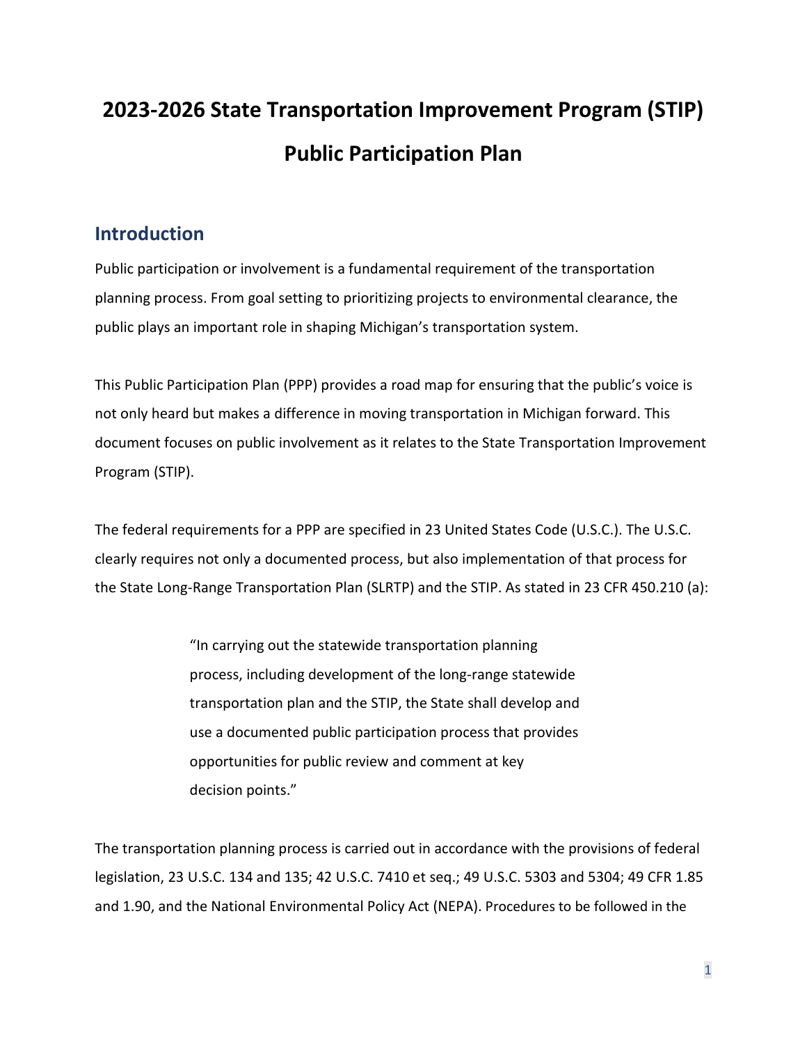# 2023-2026 State Transportation Improvement Program (STIP) Public Participation Plan

## Introduction

Public participation or involvement is a fundamental requirement of the transportation planning process. From goal setting to prioritizing projects to environmental clearance, the public plays an important role in shaping Michigan's transportation system.

This Public Participation Plan (PPP) provides a road map for ensuring that the public's voice is not only heard but makes a difference in moving transportation in Michigan forward. This document focuses on public involvement as it relates to the State Transportation Improvement Program (STIP).

The federal requirements for a PPP are specified in 23 United States Code (U.S.C.). The U.S.C. clearly requires not only a documented process, but also implementation of that process for the State Long-Range Transportation Plan (SLRTP) and the STIP. As stated in 23 CFR 450.210 (a):

> "In carrying out the statewide transportation planning process, including development of the long-range statewide transportation plan and the STIP, the State shall develop and use a documented public participation process that provides opportunities for public review and comment at key decision points."

The transportation planning process is carried out in accordance with the provisions of federal legislation, 23 U.S.C. 134 and 135; 42 U.S.C. 7410 et seq.; 49 U.S.C. 5303 and 5304; 49 CFR 1.85 and 1.90, and the National Environmental Policy Act (NEPA). Procedures to be followed in the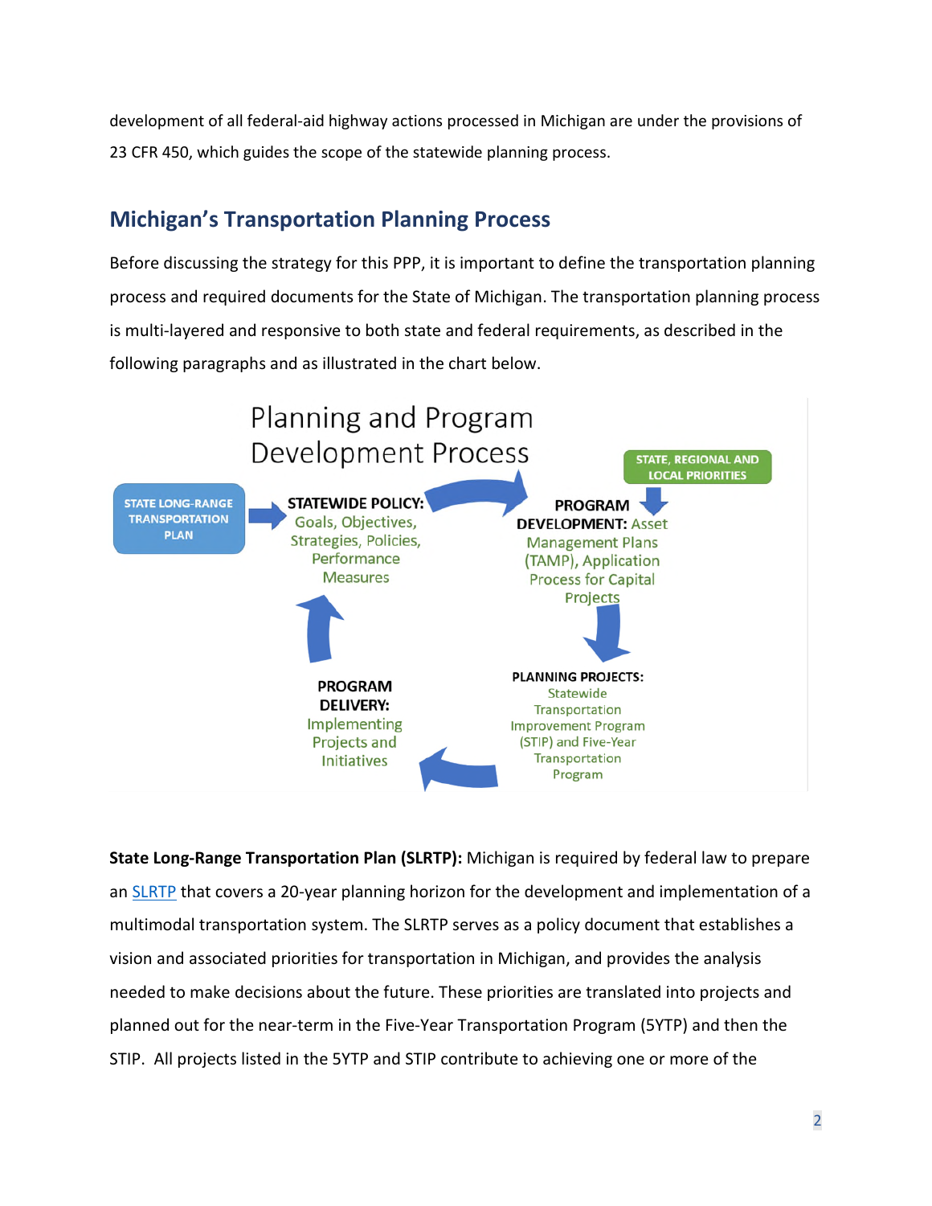development of all federal-aid highway actions processed in Michigan are under the provisions of 23 CFR 450, which guides the scope of the statewide planning process.

## Michigan's Transportation Planning Process

Before discussing the strategy for this PPP, it is important to define the transportation planning process and required documents for the State of Michigan. The transportation planning process is multi-layered and responsive to both state and federal requirements, as described in the following paragraphs and as illustrated in the chart below.

### Planning and Program Development Process

- **STATE LONG-RANGE TRANSPORTATION PLAN**
- **STATEWIDE POLICY:** Goals, Objectives, Strategies, Policies, Performance Measures
- **STATE, REGIONAL AND LOCAL PRIORITIES**
- **PROGRAM DEVELOPMENT:** Asset Management Plans (TAMP), Application Process for Capital Projects
- **PLANNING PROJECTS:** Statewide Transportation Improvement Program (STIP) and Five-Year Transportation Program
- **PROGRAM DELIVERY:** Implementing Projects and Initiatives

**State Long-Range Transportation Plan (SLRTP):** Michigan is required by federal law to prepare an SLRTP that covers a 20-year planning horizon for the development and implementation of a multimodal transportation system. The SLRTP serves as a policy document that establishes a vision and associated priorities for transportation in Michigan, and provides the analysis needed to make decisions about the future. These priorities are translated into projects and planned out for the near-term in the Five-Year Transportation Program (5YTP) and then the STIP. All projects listed in the 5YTP and STIP contribute to achieving one or more of the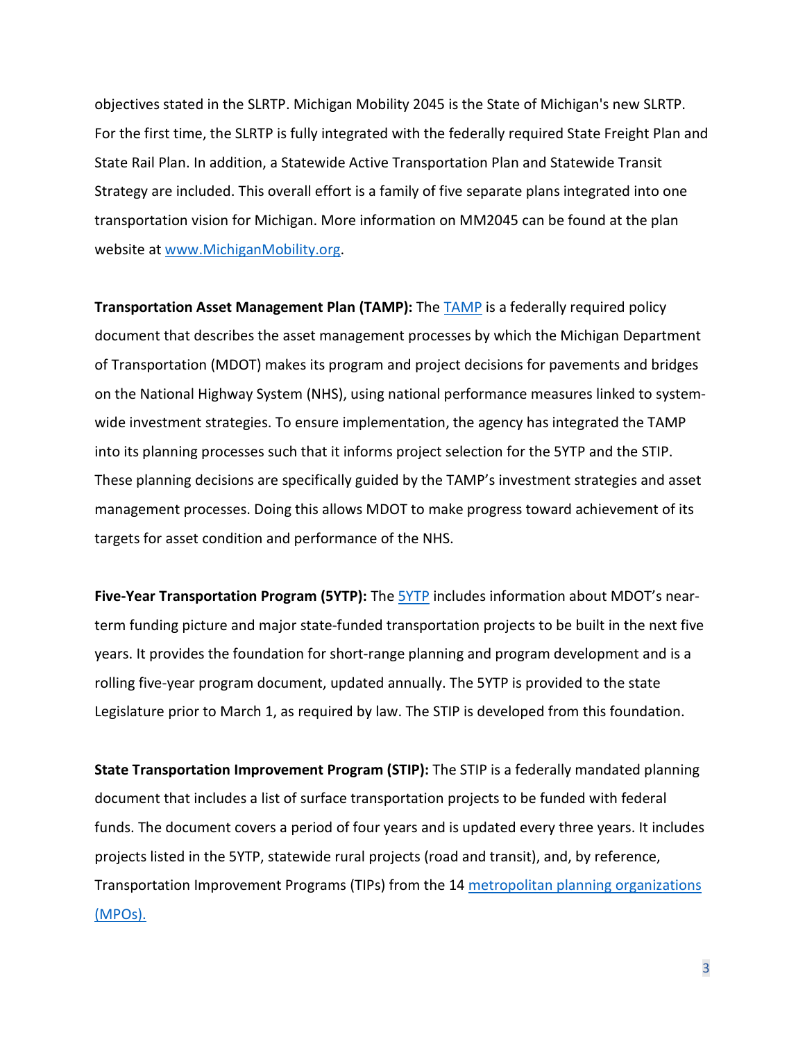objectives stated in the SLRTP. Michigan Mobility 2045 is the State of Michigan's new SLRTP. For the first time, the SLRTP is fully integrated with the federally required State Freight Plan and State Rail Plan. In addition, a Statewide Active Transportation Plan and Statewide Transit Strategy are included. This overall effort is a family of five separate plans integrated into one transportation vision for Michigan. More information on MM2045 can be found at the plan website at www.MichiganMobility.org.

**Transportation Asset Management Plan (TAMP):** The TAMP is a federally required policy document that describes the asset management processes by which the Michigan Department of Transportation (MDOT) makes its program and project decisions for pavements and bridges on the National Highway System (NHS), using national performance measures linked to system-wide investment strategies. To ensure implementation, the agency has integrated the TAMP into its planning processes such that it informs project selection for the 5YTP and the STIP. These planning decisions are specifically guided by the TAMP's investment strategies and asset management processes. Doing this allows MDOT to make progress toward achievement of its targets for asset condition and performance of the NHS.

**Five-Year Transportation Program (5YTP):** The 5YTP includes information about MDOT's near-term funding picture and major state-funded transportation projects to be built in the next five years. It provides the foundation for short-range planning and program development and is a rolling five-year program document, updated annually. The 5YTP is provided to the state Legislature prior to March 1, as required by law. The STIP is developed from this foundation.

**State Transportation Improvement Program (STIP):** The STIP is a federally mandated planning document that includes a list of surface transportation projects to be funded with federal funds. The document covers a period of four years and is updated every three years. It includes projects listed in the 5YTP, statewide rural projects (road and transit), and, by reference, Transportation Improvement Programs (TIPs) from the 14 metropolitan planning organizations (MPOs).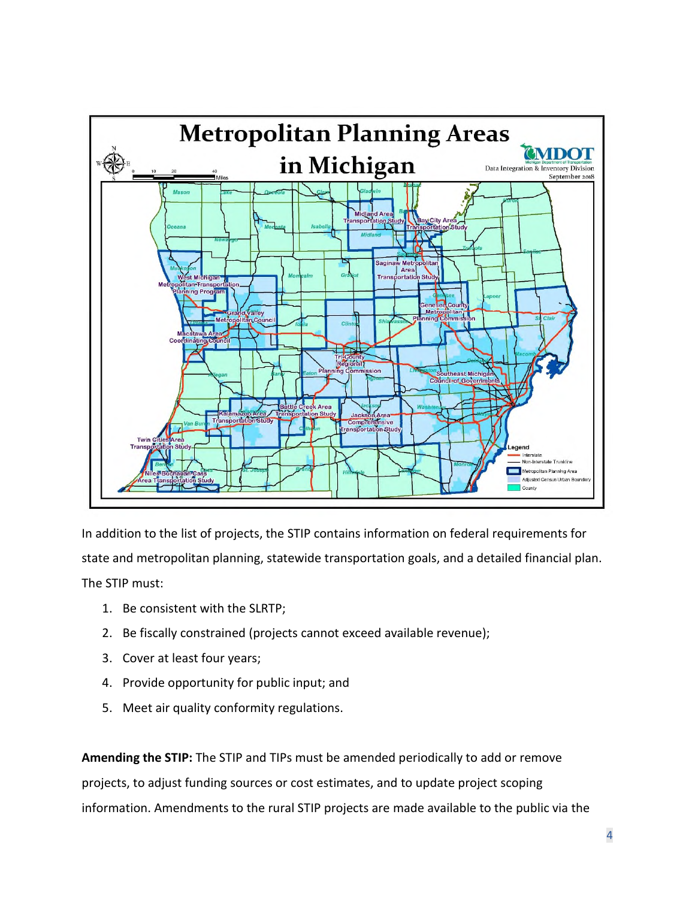In addition to the list of projects, the STIP contains information on federal requirements for state and metropolitan planning, statewide transportation goals, and a detailed financial plan. The STIP must:

1. Be consistent with the SLRTP;
2. Be fiscally constrained (projects cannot exceed available revenue);
3. Cover at least four years;
4. Provide opportunity for public input; and
5. Meet air quality conformity regulations.

**Amending the STIP:** The STIP and TIPs must be amended periodically to add or remove projects, to adjust funding sources or cost estimates, and to update project scoping information. Amendments to the rural STIP projects are made available to the public via the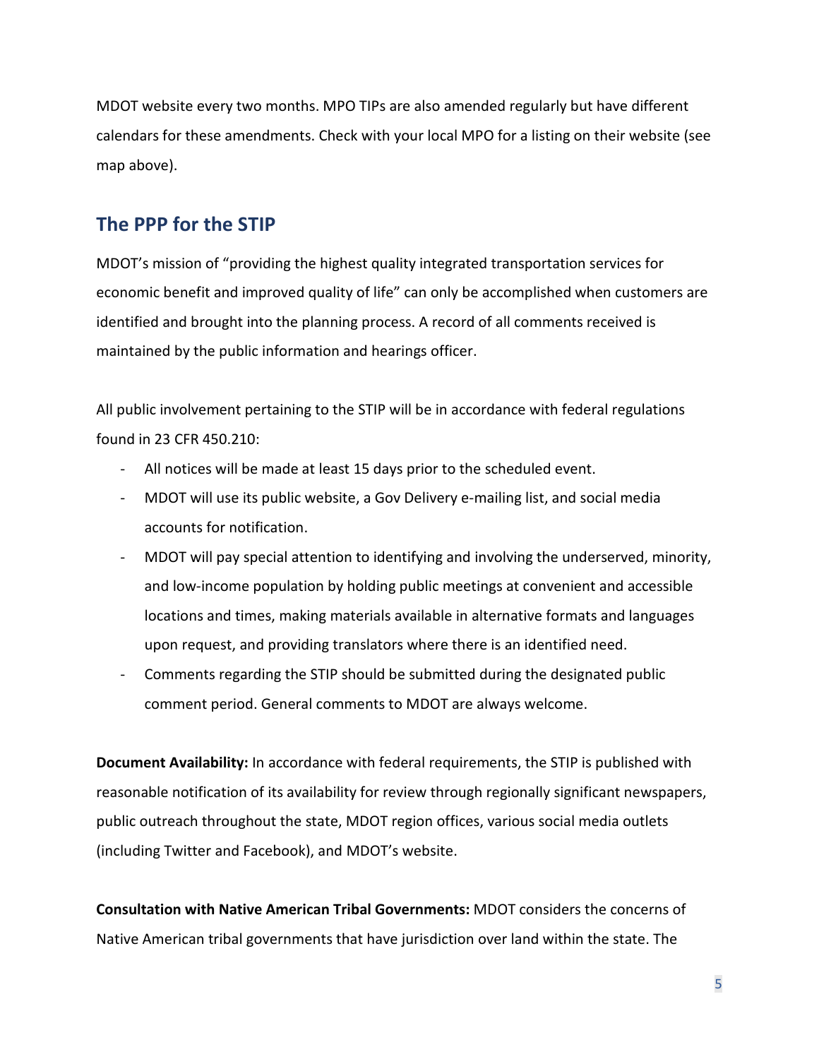MDOT website every two months. MPO TIPs are also amended regularly but have different calendars for these amendments. Check with your local MPO for a listing on their website (see map above).

## The PPP for the STIP

MDOT's mission of "providing the highest quality integrated transportation services for economic benefit and improved quality of life" can only be accomplished when customers are identified and brought into the planning process. A record of all comments received is maintained by the public information and hearings officer.

All public involvement pertaining to the STIP will be in accordance with federal regulations found in 23 CFR 450.210:

- All notices will be made at least 15 days prior to the scheduled event.
- MDOT will use its public website, a Gov Delivery e-mailing list, and social media accounts for notification.
- MDOT will pay special attention to identifying and involving the underserved, minority, and low-income population by holding public meetings at convenient and accessible locations and times, making materials available in alternative formats and languages upon request, and providing translators where there is an identified need.
- Comments regarding the STIP should be submitted during the designated public comment period. General comments to MDOT are always welcome.

**Document Availability:** In accordance with federal requirements, the STIP is published with reasonable notification of its availability for review through regionally significant newspapers, public outreach throughout the state, MDOT region offices, various social media outlets (including Twitter and Facebook), and MDOT's website.

**Consultation with Native American Tribal Governments:** MDOT considers the concerns of Native American tribal governments that have jurisdiction over land within the state. The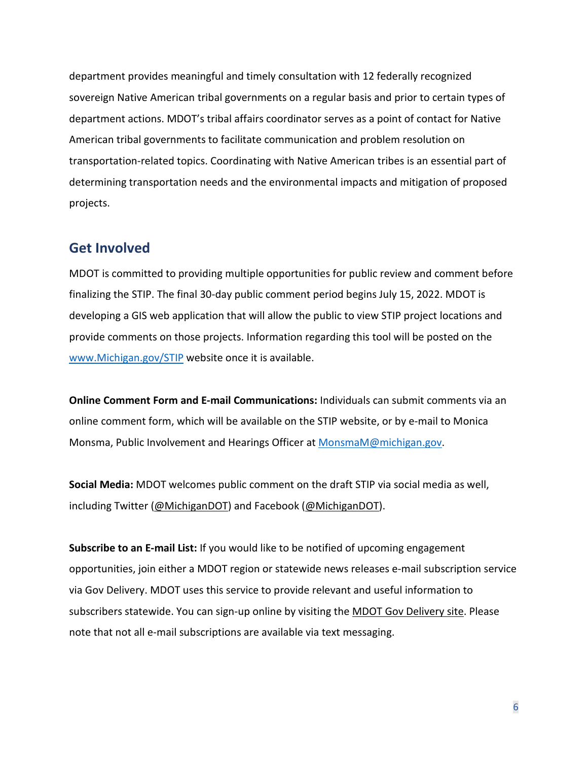department provides meaningful and timely consultation with 12 federally recognized sovereign Native American tribal governments on a regular basis and prior to certain types of department actions. MDOT's tribal affairs coordinator serves as a point of contact for Native American tribal governments to facilitate communication and problem resolution on transportation-related topics. Coordinating with Native American tribes is an essential part of determining transportation needs and the environmental impacts and mitigation of proposed projects.

## Get Involved

MDOT is committed to providing multiple opportunities for public review and comment before finalizing the STIP. The final 30-day public comment period begins July 15, 2022. MDOT is developing a GIS web application that will allow the public to view STIP project locations and provide comments on those projects. Information regarding this tool will be posted on the [www.Michigan.gov/STIP](www.Michigan.gov/STIP) website once it is available.

**Online Comment Form and E-mail Communications:** Individuals can submit comments via an online comment form, which will be available on the STIP website, or by e-mail to Monica Monsma, Public Involvement and Hearings Officer at [MonsmaM@michigan.gov](mailto:MonsmaM@michigan.gov).

**Social Media:** MDOT welcomes public comment on the draft STIP via social media as well, including Twitter (@MichiganDOT) and Facebook (@MichiganDOT).

**Subscribe to an E-mail List:** If you would like to be notified of upcoming engagement opportunities, join either a MDOT region or statewide news releases e-mail subscription service via Gov Delivery. MDOT uses this service to provide relevant and useful information to subscribers statewide. You can sign-up online by visiting the MDOT Gov Delivery site. Please note that not all e-mail subscriptions are available via text messaging.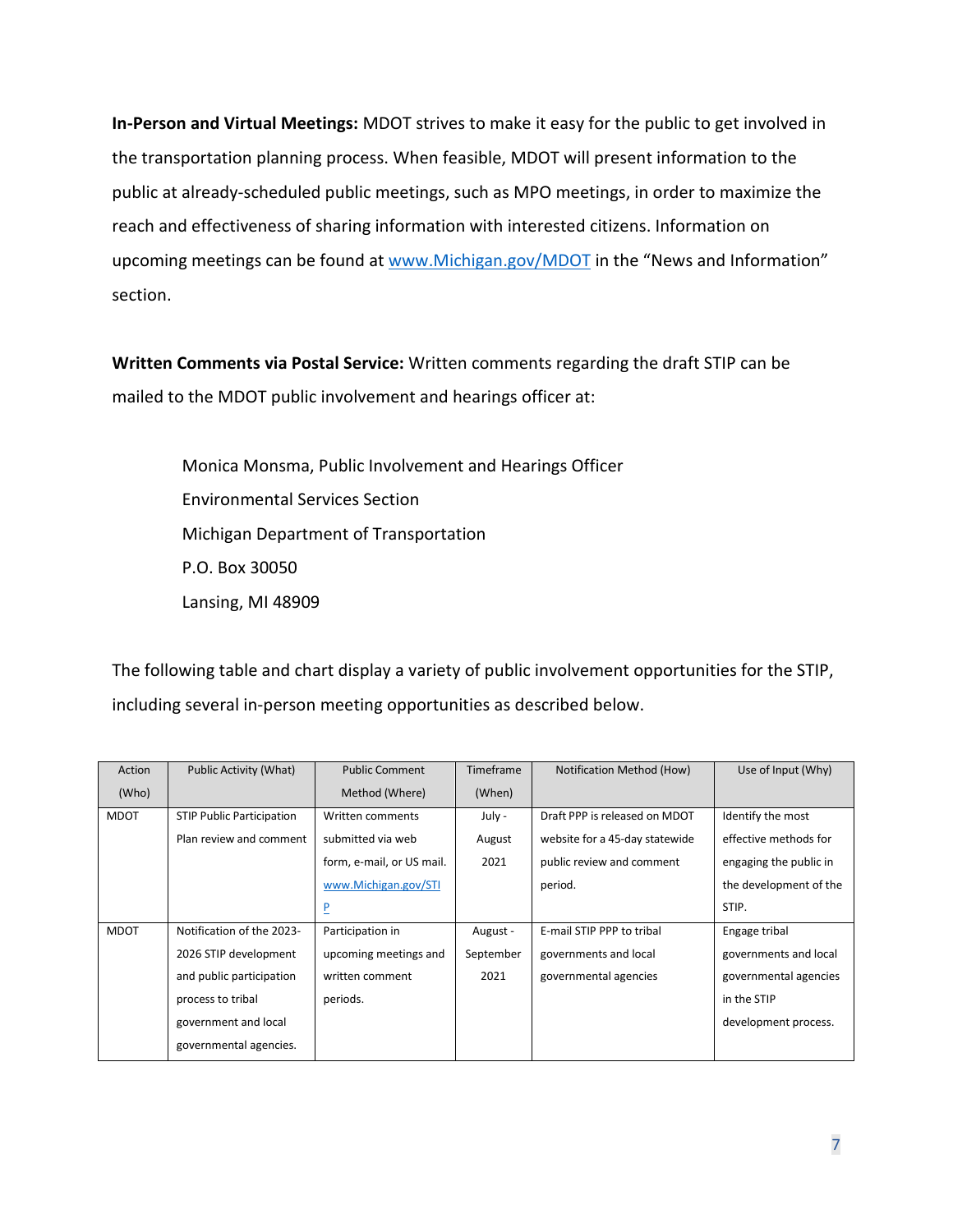**In-Person and Virtual Meetings:** MDOT strives to make it easy for the public to get involved in the transportation planning process. When feasible, MDOT will present information to the public at already-scheduled public meetings, such as MPO meetings, in order to maximize the reach and effectiveness of sharing information with interested citizens. Information on upcoming meetings can be found at [www.Michigan.gov/MDOT](http://www.Michigan.gov/MDOT) in the "News and Information" section.

**Written Comments via Postal Service:** Written comments regarding the draft STIP can be mailed to the MDOT public involvement and hearings officer at:

> Monica Monsma, Public Involvement and Hearings Officer
> Environmental Services Section
> Michigan Department of Transportation
> P.O. Box 30050
> Lansing, MI 48909

The following table and chart display a variety of public involvement opportunities for the STIP, including several in-person meeting opportunities as described below.

| Action (Who) | Public Activity (What) | Public Comment Method (Where) | Timeframe (When) | Notification Method (How) | Use of Input (Why) |
|---|---|---|---|---|---|
| MDOT | STIP Public Participation Plan review and comment | Written comments submitted via web form, e-mail, or US mail. [www.Michigan.gov/STIP](http://www.Michigan.gov/STIP) | July - August 2021 | Draft PPP is released on MDOT website for a 45-day statewide public review and comment period. | Identify the most effective methods for engaging the public in the development of the STIP. |
| MDOT | Notification of the 2023-2026 STIP development and public participation process to tribal government and local governmental agencies. | Participation in upcoming meetings and written comment periods. | August - September 2021 | E-mail STIP PPP to tribal governments and local governmental agencies | Engage tribal governments and local governmental agencies in the STIP development process. |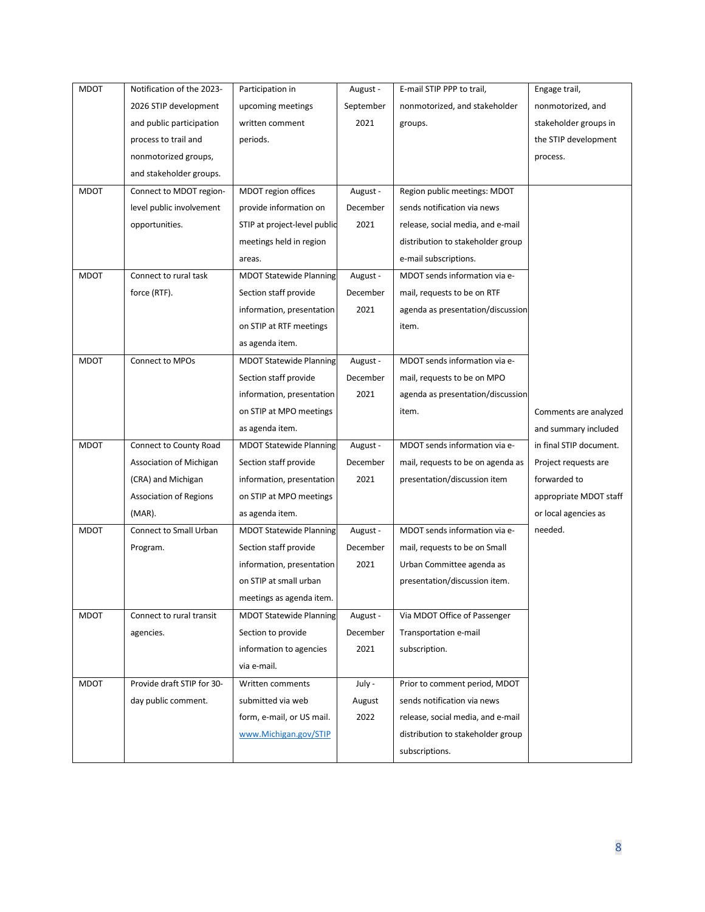| MDOT | Notification of the 2023-2026 STIP development and public participation process to trail and nonmotorized groups, and stakeholder groups. | Participation in upcoming meetings written comment periods. | August - September 2021 | E-mail STIP PPP to trail, nonmotorized, and stakeholder groups. | Engage trail, nonmotorized, and stakeholder groups in the STIP development process. |
|---|---|---|---|---|---|
| MDOT | Connect to MDOT region-level public involvement opportunities. | MDOT region offices provide information on STIP at project-level public meetings held in region areas. | August - December 2021 | Region public meetings: MDOT sends notification via news release, social media, and e-mail distribution to stakeholder group e-mail subscriptions. | Comments are analyzed and summary included in final STIP document. Project requests are forwarded to appropriate MDOT staff or local agencies as needed. |
| MDOT | Connect to rural task force (RTF). | MDOT Statewide Planning Section staff provide information, presentation on STIP at RTF meetings as agenda item. | August - December 2021 | MDOT sends information via e-mail, requests to be on RTF agenda as presentation/discussion item. | |
| MDOT | Connect to MPOs | MDOT Statewide Planning Section staff provide information, presentation on STIP at MPO meetings as agenda item. | August - December 2021 | MDOT sends information via e-mail, requests to be on MPO agenda as presentation/discussion item. | |
| MDOT | Connect to County Road Association of Michigan (CRA) and Michigan Association of Regions (MAR). | MDOT Statewide Planning Section staff provide information, presentation on STIP at MPO meetings as agenda item. | August - December 2021 | MDOT sends information via e-mail, requests to be on agenda as presentation/discussion item | |
| MDOT | Connect to Small Urban Program. | MDOT Statewide Planning Section staff provide information, presentation on STIP at small urban meetings as agenda item. | August - December 2021 | MDOT sends information via e-mail, requests to be on Small Urban Committee agenda as presentation/discussion item. | |
| MDOT | Connect to rural transit agencies. | MDOT Statewide Planning Section to provide information to agencies via e-mail. | August - December 2021 | Via MDOT Office of Passenger Transportation e-mail subscription. | |
| MDOT | Provide draft STIP for 30-day public comment. | Written comments submitted via web form, e-mail, or US mail. www.Michigan.gov/STIP | July - August 2022 | Prior to comment period, MDOT sends notification via news release, social media, and e-mail distribution to stakeholder group subscriptions. | |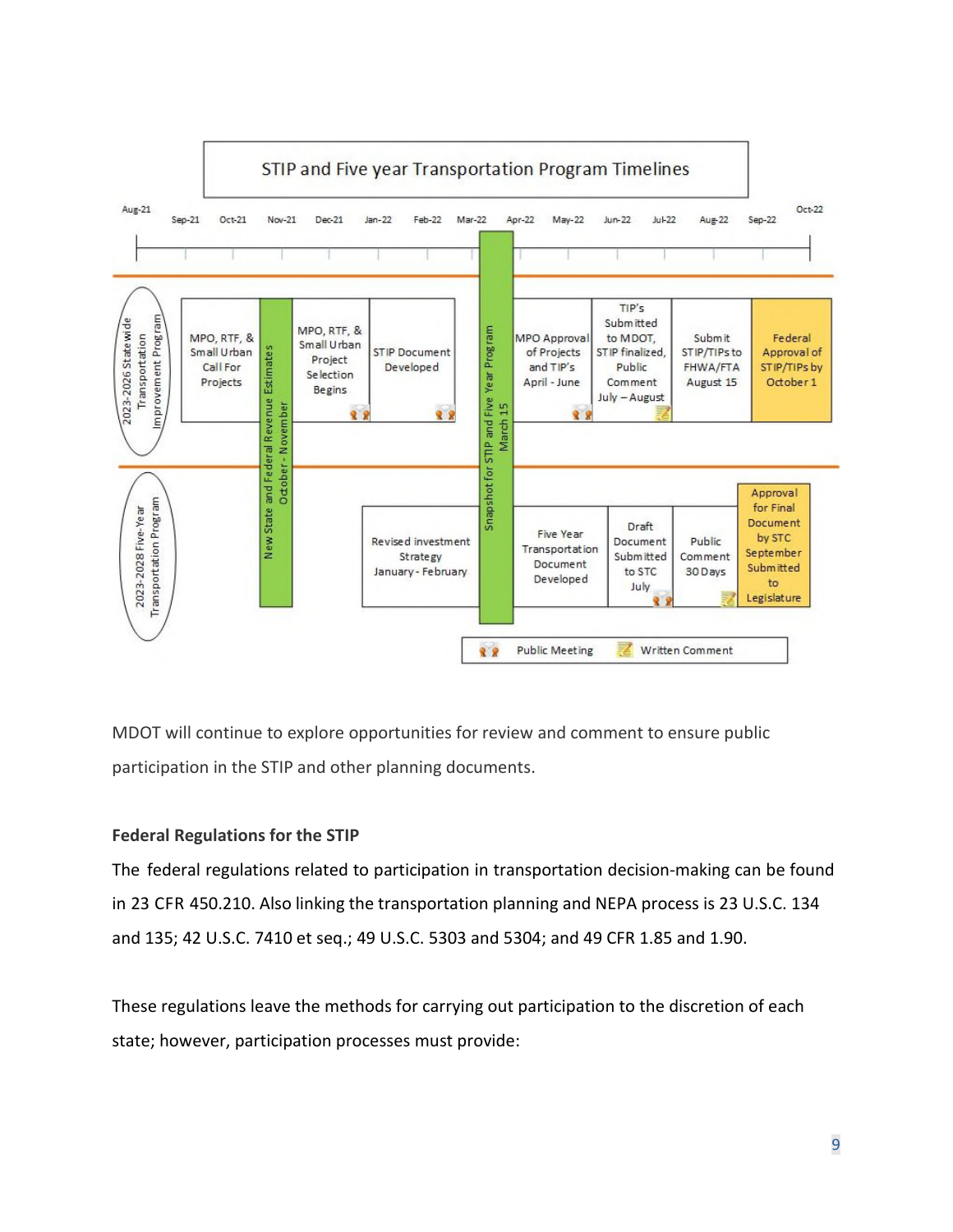**STIP and Five year Transportation Program Timelines**

Aug-21 | Sep-21 | Oct-21 | Nov-21 | Dec-21 | Jan-22 | Feb-22 | Mar-22 | Apr-22 | May-22 | Jun-22 | Jul-22 | Aug-22 | Sep-22 | Oct-22

**2023-2026 Statewide Transportation Improvement Program**

- MPO, RTF, & Small Urban Call For Projects
- New State and Federal Revenue Estimates October - November
- MPO, RTF, & Small Urban Project Selection Begins
- STIP Document Developed
- Snapshot for STIP and Five Year Program March 15
- MPO Approval of Projects and TIP's April - June
- TIP's Submitted to MDOT, STIP finalized, Public Comment July – August
- Submit STIP/TIPs to FHWA/FTA August 15
- Federal Approval of STIP/TIPs by October 1

**2023-2028 Five-Year Transportation Program**

- New State and Federal Revenue Estimates October - November
- Revised investment Strategy January - February
- Snapshot for STIP and Five Year Program March 15
- Five Year Transportation Document Developed
- Draft Document Submitted to STC July
- Public Comment 30 Days
- Approval for Final Document by STC September Submitted to Legislature

Legend: Public Meeting | Written Comment

MDOT will continue to explore opportunities for review and comment to ensure public participation in the STIP and other planning documents.

**Federal Regulations for the STIP**

The federal regulations related to participation in transportation decision-making can be found in 23 CFR 450.210. Also linking the transportation planning and NEPA process is 23 U.S.C. 134 and 135; 42 U.S.C. 7410 et seq.; 49 U.S.C. 5303 and 5304; and 49 CFR 1.85 and 1.90.

These regulations leave the methods for carrying out participation to the discretion of each state; however, participation processes must provide: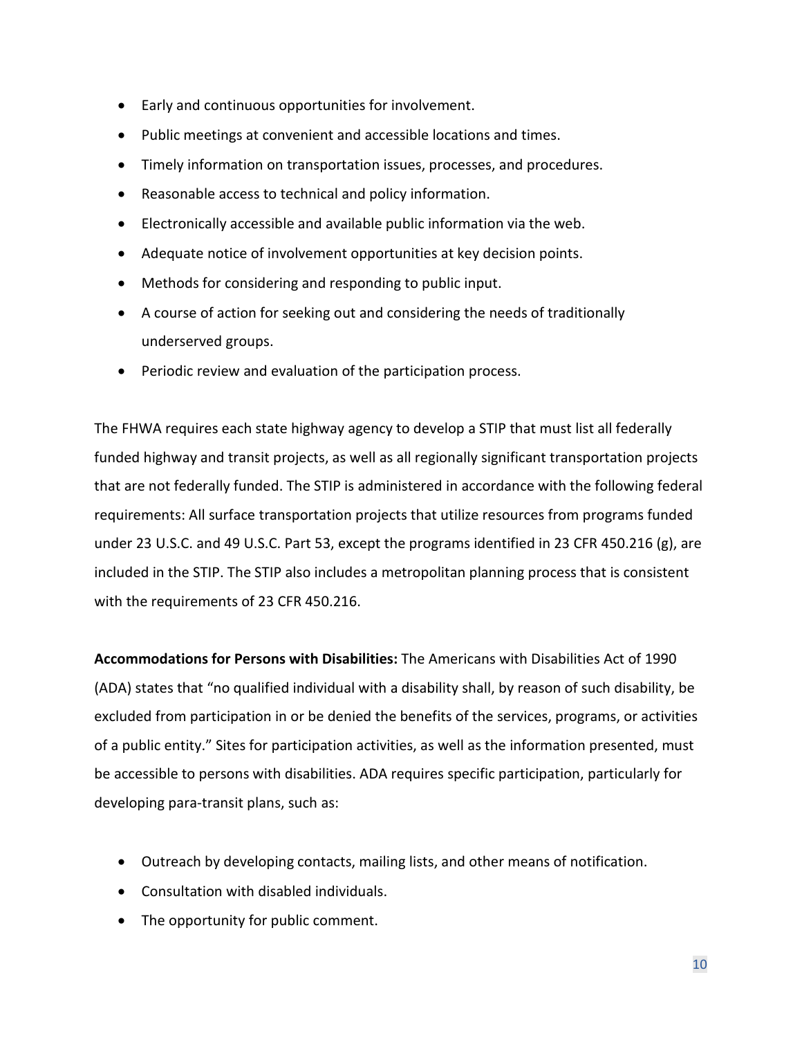- Early and continuous opportunities for involvement.
- Public meetings at convenient and accessible locations and times.
- Timely information on transportation issues, processes, and procedures.
- Reasonable access to technical and policy information.
- Electronically accessible and available public information via the web.
- Adequate notice of involvement opportunities at key decision points.
- Methods for considering and responding to public input.
- A course of action for seeking out and considering the needs of traditionally underserved groups.
- Periodic review and evaluation of the participation process.

The FHWA requires each state highway agency to develop a STIP that must list all federally funded highway and transit projects, as well as all regionally significant transportation projects that are not federally funded. The STIP is administered in accordance with the following federal requirements: All surface transportation projects that utilize resources from programs funded under 23 U.S.C. and 49 U.S.C. Part 53, except the programs identified in 23 CFR 450.216 (g), are included in the STIP. The STIP also includes a metropolitan planning process that is consistent with the requirements of 23 CFR 450.216.

**Accommodations for Persons with Disabilities:** The Americans with Disabilities Act of 1990 (ADA) states that "no qualified individual with a disability shall, by reason of such disability, be excluded from participation in or be denied the benefits of the services, programs, or activities of a public entity." Sites for participation activities, as well as the information presented, must be accessible to persons with disabilities. ADA requires specific participation, particularly for developing para-transit plans, such as:

- Outreach by developing contacts, mailing lists, and other means of notification.
- Consultation with disabled individuals.
- The opportunity for public comment.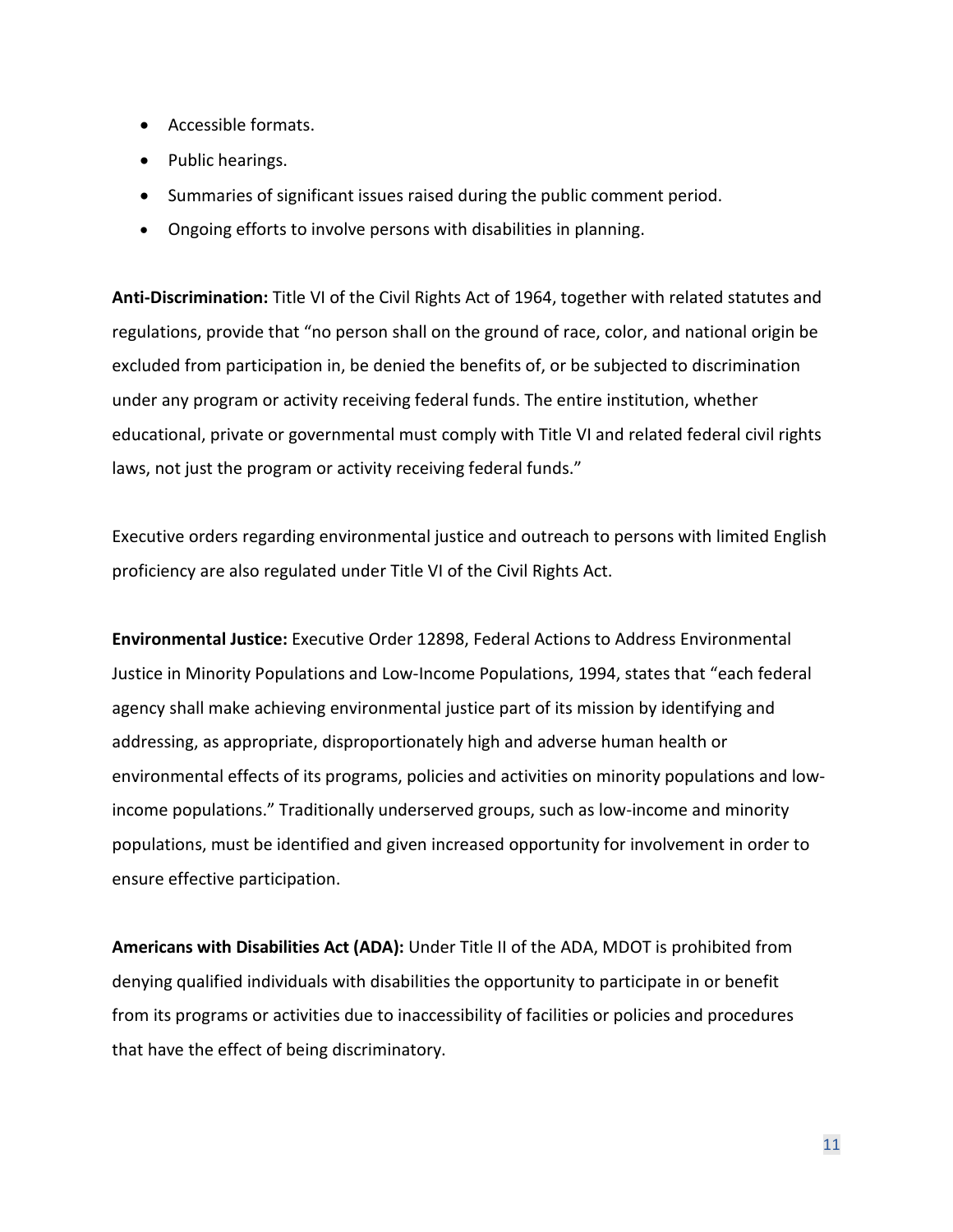- Accessible formats.
- Public hearings.
- Summaries of significant issues raised during the public comment period.
- Ongoing efforts to involve persons with disabilities in planning.

**Anti-Discrimination:** Title VI of the Civil Rights Act of 1964, together with related statutes and regulations, provide that "no person shall on the ground of race, color, and national origin be excluded from participation in, be denied the benefits of, or be subjected to discrimination under any program or activity receiving federal funds. The entire institution, whether educational, private or governmental must comply with Title VI and related federal civil rights laws, not just the program or activity receiving federal funds."

Executive orders regarding environmental justice and outreach to persons with limited English proficiency are also regulated under Title VI of the Civil Rights Act.

**Environmental Justice:** Executive Order 12898, Federal Actions to Address Environmental Justice in Minority Populations and Low-Income Populations, 1994, states that "each federal agency shall make achieving environmental justice part of its mission by identifying and addressing, as appropriate, disproportionately high and adverse human health or environmental effects of its programs, policies and activities on minority populations and low-income populations." Traditionally underserved groups, such as low-income and minority populations, must be identified and given increased opportunity for involvement in order to ensure effective participation.

**Americans with Disabilities Act (ADA):** Under Title II of the ADA, MDOT is prohibited from denying qualified individuals with disabilities the opportunity to participate in or benefit from its programs or activities due to inaccessibility of facilities or policies and procedures that have the effect of being discriminatory.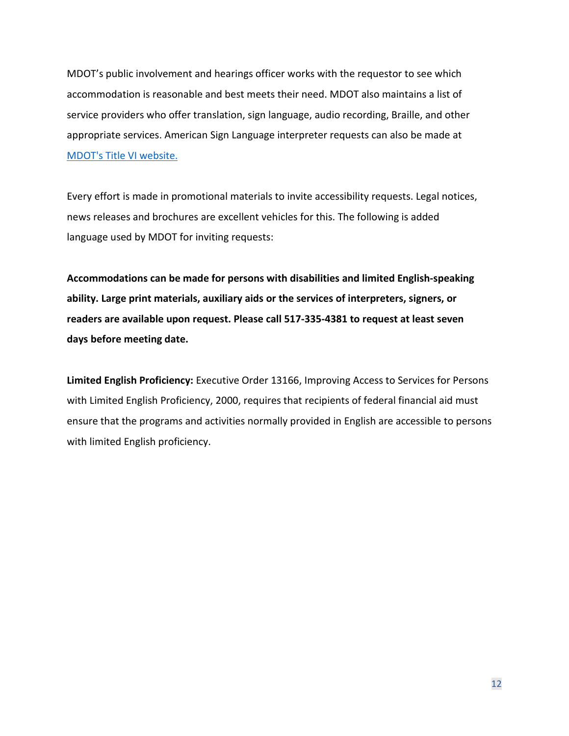MDOT's public involvement and hearings officer works with the requestor to see which accommodation is reasonable and best meets their need. MDOT also maintains a list of service providers who offer translation, sign language, audio recording, Braille, and other appropriate services. American Sign Language interpreter requests can also be made at [MDOT's Title VI website.]()

Every effort is made in promotional materials to invite accessibility requests. Legal notices, news releases and brochures are excellent vehicles for this. The following is added language used by MDOT for inviting requests:

**Accommodations can be made for persons with disabilities and limited English-speaking ability. Large print materials, auxiliary aids or the services of interpreters, signers, or readers are available upon request. Please call 517-335-4381 to request at least seven days before meeting date.**

**Limited English Proficiency:** Executive Order 13166, Improving Access to Services for Persons with Limited English Proficiency, 2000, requires that recipients of federal financial aid must ensure that the programs and activities normally provided in English are accessible to persons with limited English proficiency.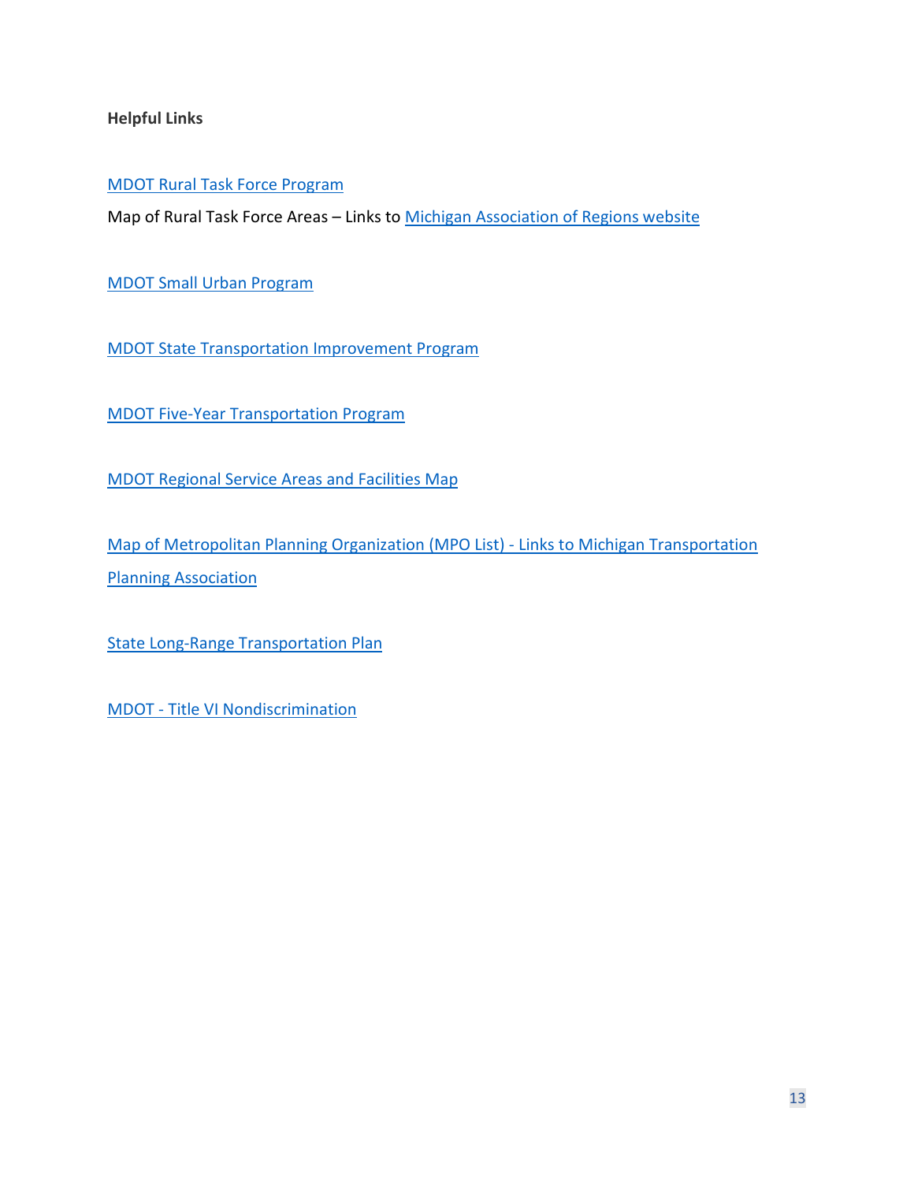**Helpful Links**

MDOT Rural Task Force Program

Map of Rural Task Force Areas – Links to Michigan Association of Regions website

MDOT Small Urban Program

MDOT State Transportation Improvement Program

MDOT Five-Year Transportation Program

MDOT Regional Service Areas and Facilities Map

Map of Metropolitan Planning Organization (MPO List) - Links to Michigan Transportation Planning Association

State Long-Range Transportation Plan

MDOT - Title VI Nondiscrimination